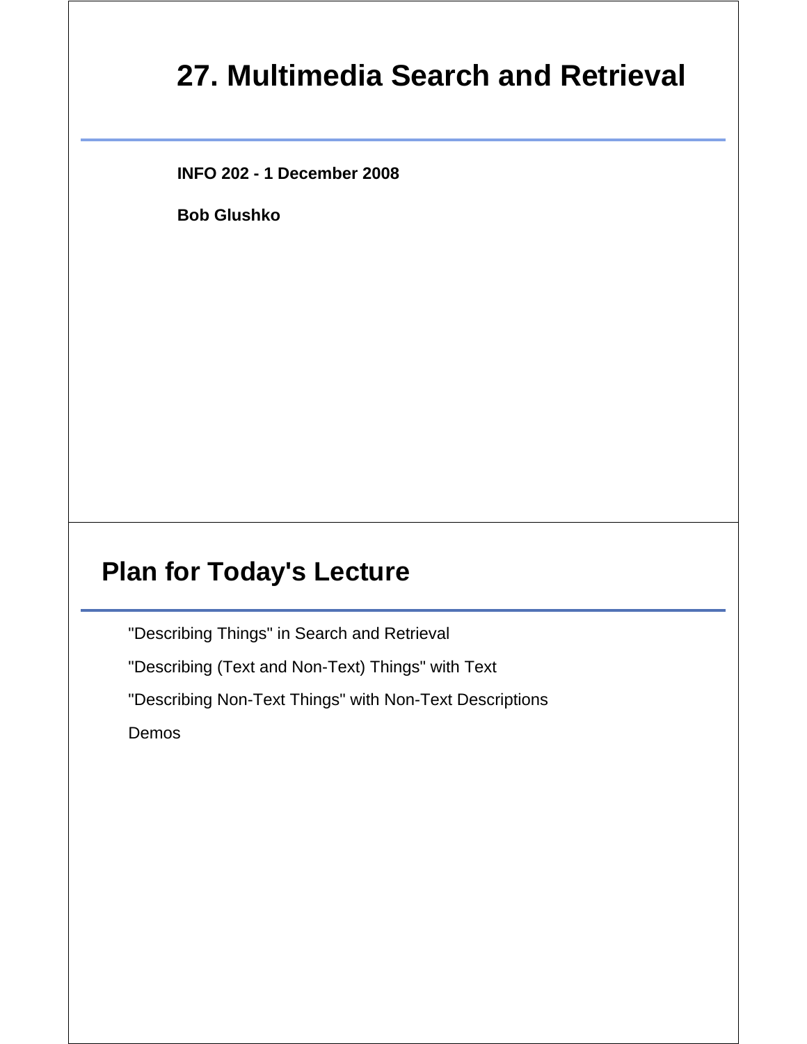# 27. Multimedia Search and Retrieval

**INFO 202 - 1 December 2008**

**Bob Glushko**

## Plan for Today's Lecture

"Describing Things" in Search and Retrieval

"Describing (Text and Non-Text) Things" with Text

"Describing Non-Text Things" with Non-Text Descriptions

Demos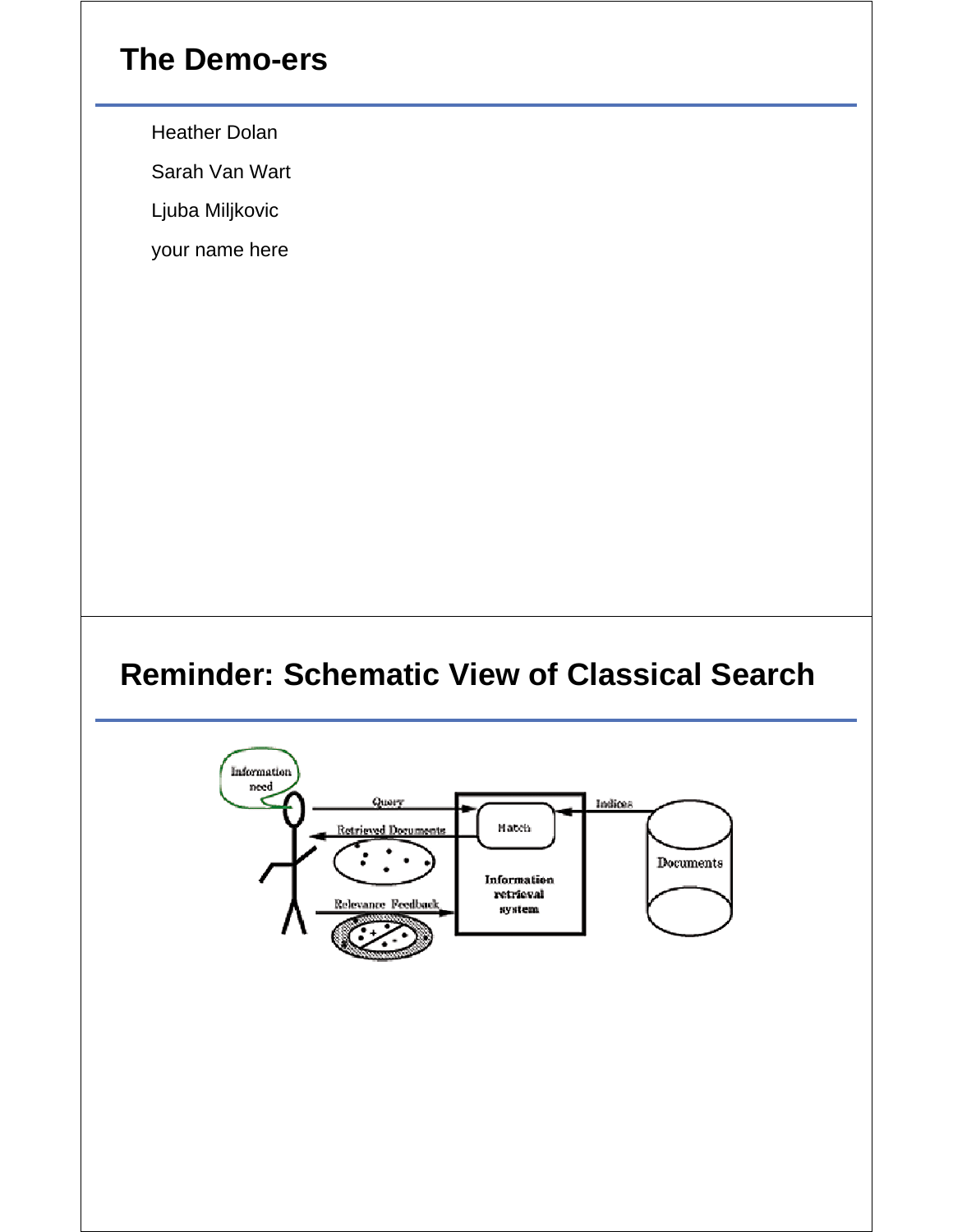## The Demo-ers

Heather Dolan

Sarah Van Wart

Ljuba Miljkovic

your name here

## Reminder: Schematic View of Classical Search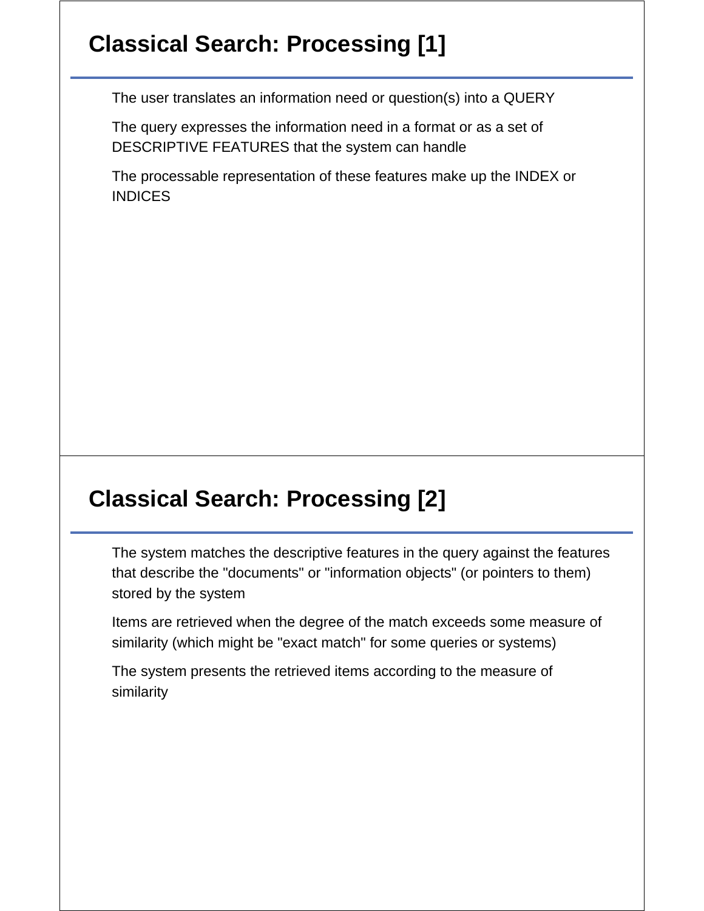## Classical Search: Processing [1]

The user translates an information need or question(s) into a QUERY

The query expresses the information need in a format or as a set of DESCRIPTIVE FEATURES that the system can handle

The processable representation of these features make up the INDEX or INDICES

## Classical Search: Processing [2]

The system matches the descriptive features in the query against the features that describe the "documents" or "information objects" (or pointers to them) stored by the system

Items are retrieved when the degree of the match exceeds some measure of similarity (which might be "exact match" for some queries or systems)

The system presents the retrieved items according to the measure of similarity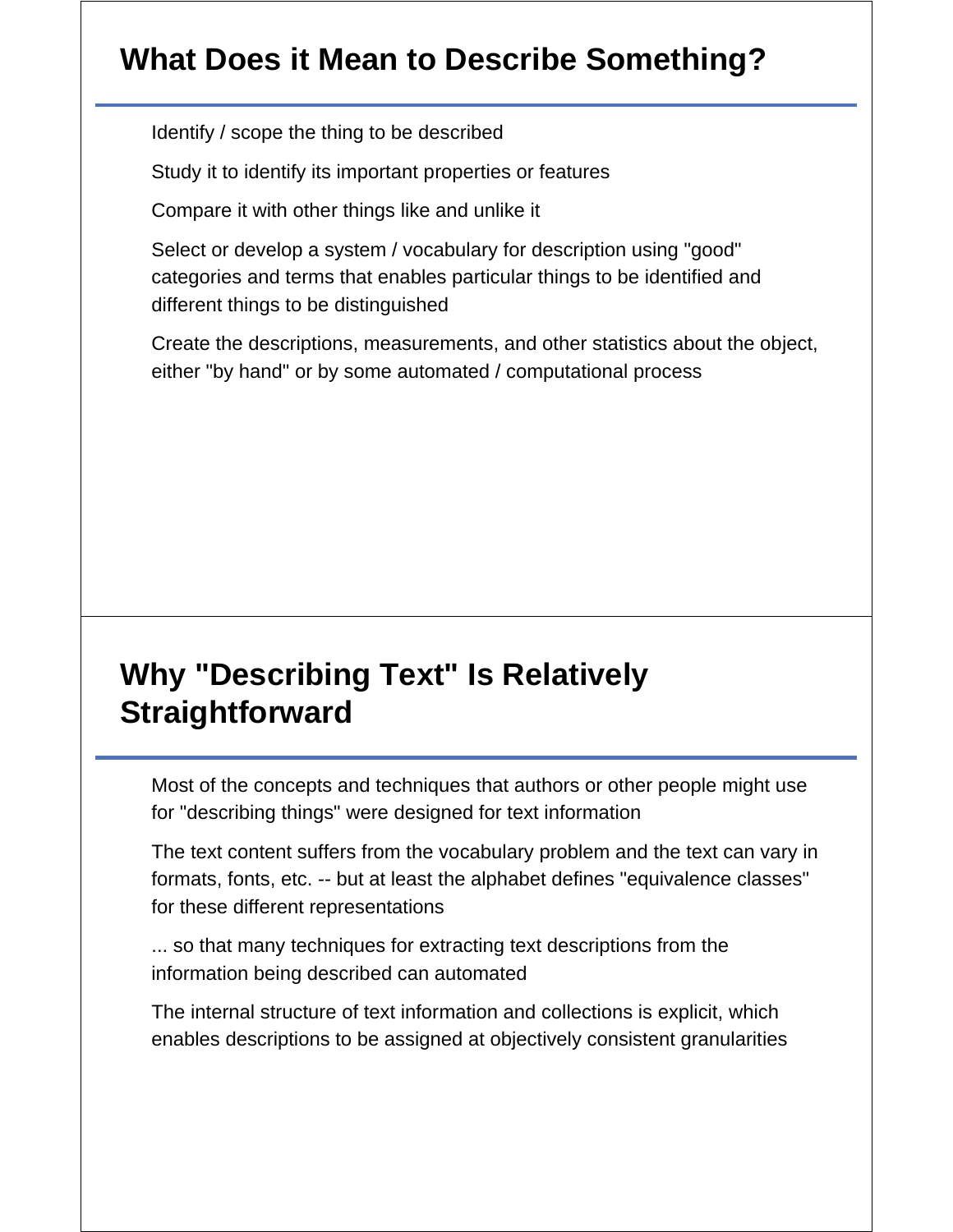## What Does it Mean to Describe Something?

Identify / scope the thing to be described

Study it to identify its important properties or features

Compare it with other things like and unlike it

Select or develop a system / vocabulary for description using "good" categories and terms that enables particular things to be identified and different things to be distinguished

Create the descriptions, measurements, and other statistics about the object, either "by hand" or by some automated / computational process

## Why "Describing Text" Is Relatively Straightforward

Most of the concepts and techniques that authors or other people might use for "describing things" were designed for text information

The text content suffers from the vocabulary problem and the text can vary in formats, fonts, etc. -- but at least the alphabet defines "equivalence classes" for these different representations

... so that many techniques for extracting text descriptions from the information being described can automated

The internal structure of text information and collections is explicit, which enables descriptions to be assigned at objectively consistent granularities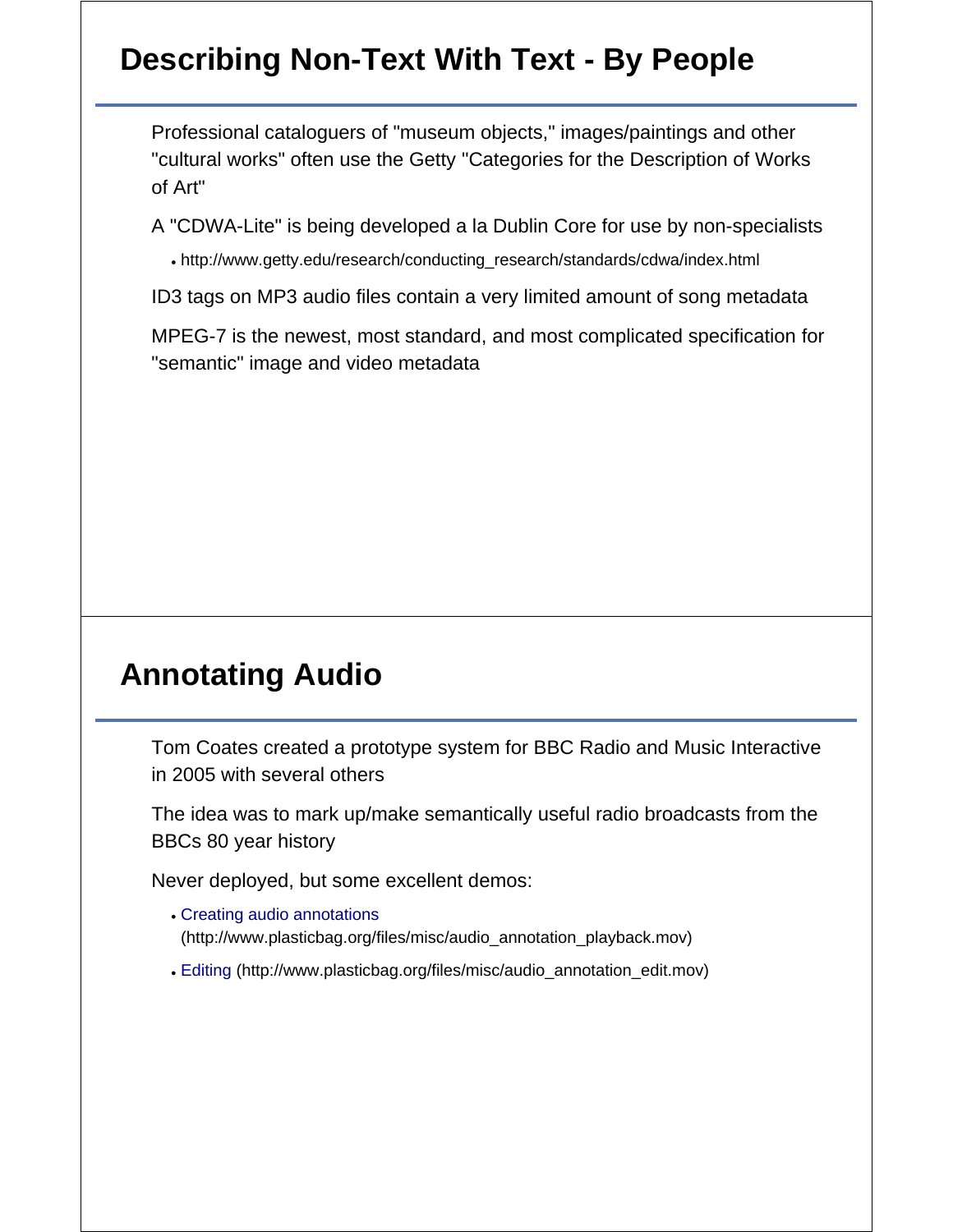## Describing Non-Text With Text - By People

Professional cataloguers of "museum objects," images/paintings and other "cultural works" often use the Getty "Categories for the Description of Works of Art"

A "CDWA-Lite" is being developed a la Dublin Core for use by non-specialists

- http://www.getty.edu/research/conducting_research/standards/cdwa/index.html

ID3 tags on MP3 audio files contain a very limited amount of song metadata

MPEG-7 is the newest, most standard, and most complicated specification for "semantic" image and video metadata

## Annotating Audio

Tom Coates created a prototype system for BBC Radio and Music Interactive in 2005 with several others

The idea was to mark up/make semantically useful radio broadcasts from the BBCs 80 year history

Never deployed, but some excellent demos:

- Creating audio annotations (http://www.plasticbag.org/files/misc/audio_annotation_playback.mov)
- Editing (http://www.plasticbag.org/files/misc/audio_annotation_edit.mov)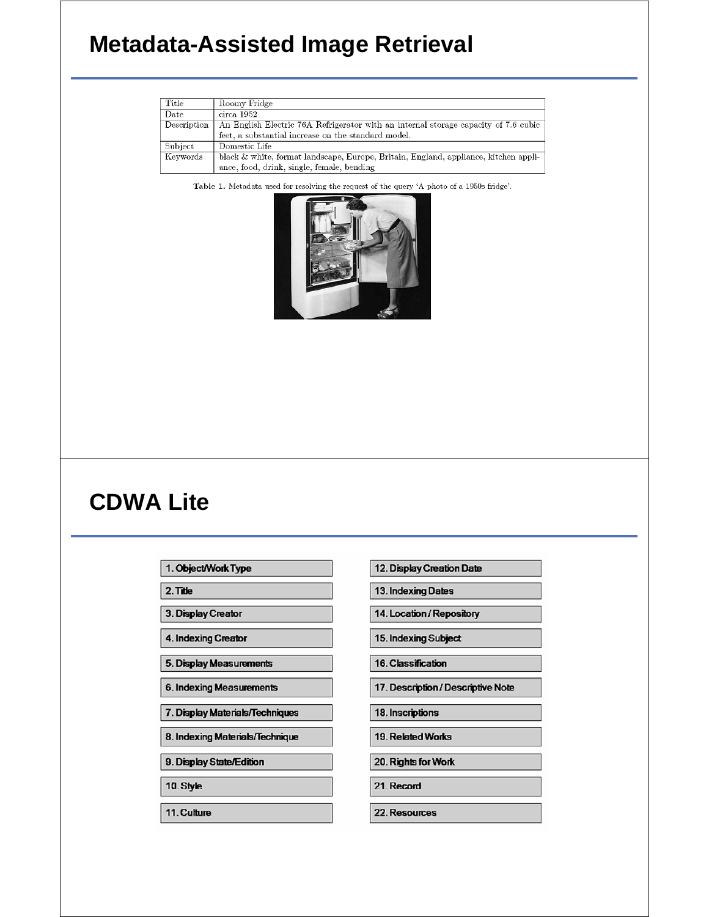# Metadata-Assisted Image Retrieval

| Title | Roomy Fridge |
|---|---|
| Date | circa 1952 |
| Description | An English Electric 76A Refrigerator with an internal storage capacity of 7.6 cubic feet, a substantial increase on the standard model. |
| Subject | Domestic Life |
| Keywords | black & white, format landscape, Europe, Britain, England, appliance, kitchen appliance, food, drink, single, female, bending |

Table 1. Metadata used for resolving the request of the query 'A photo of a 1950s fridge'.

# CDWA Lite

1. Object/Work Type
2. Title
3. Display Creator
4. Indexing Creator
5. Display Measurements
6. Indexing Measurements
7. Display Materials/Techniques
8. Indexing Materials/Technique
9. Display State/Edition
10. Style
11. Culture
12. Display Creation Date
13. Indexing Dates
14. Location / Repository
15. Indexing Subject
16. Classification
17. Description / Descriptive Note
18. Inscriptions
19. Related Works
20. Rights for Work
21. Record
22. Resources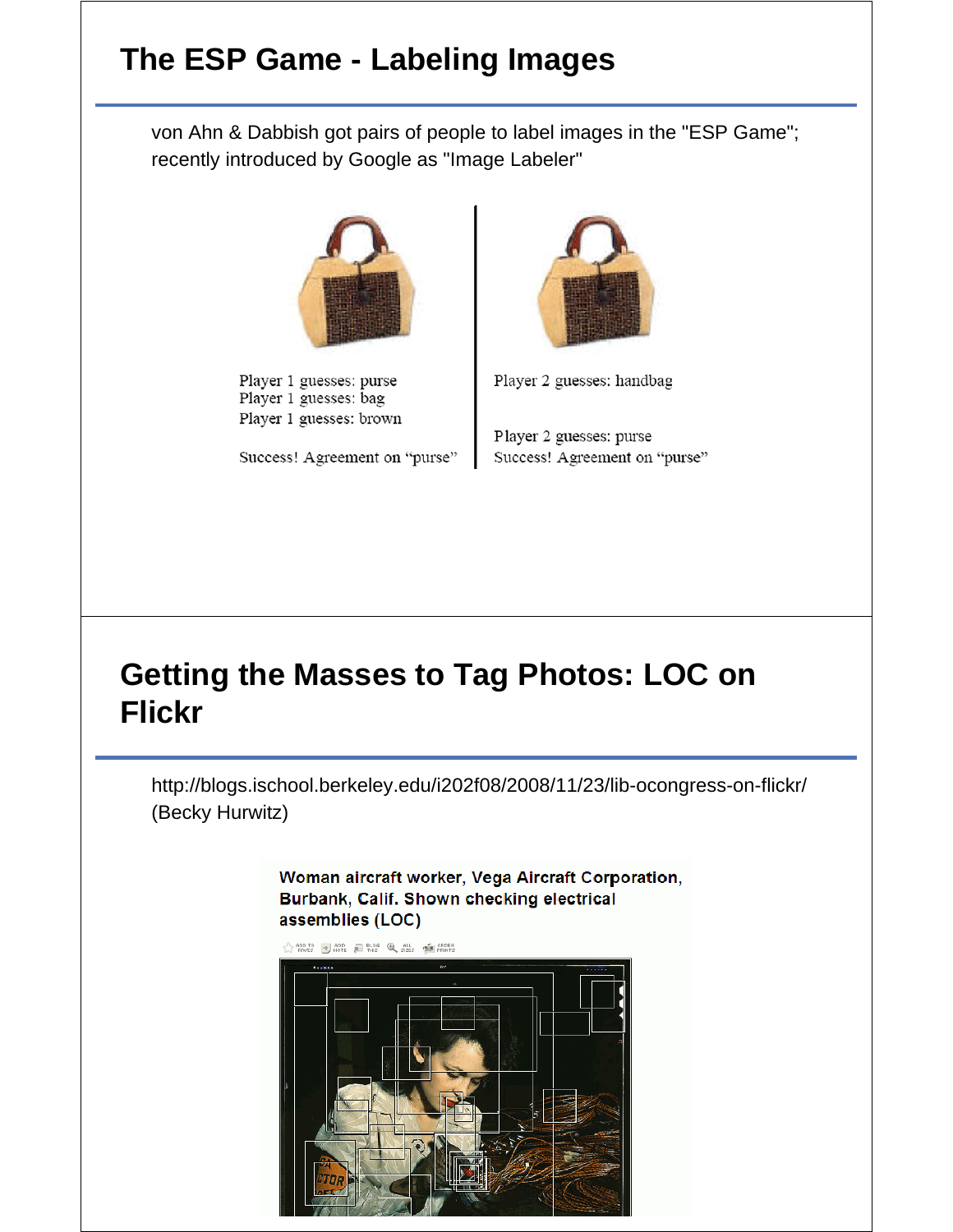# The ESP Game - Labeling Images

von Ahn & Dabbish got pairs of people to label images in the "ESP Game"; recently introduced by Google as "Image Labeler"

Player 1 guesses: purse
Player 1 guesses: bag
Player 1 guesses: brown

Success! Agreement on "purse"

Player 2 guesses: handbag

Player 2 guesses: purse
Success! Agreement on "purse"

# Getting the Masses to Tag Photos: LOC on Flickr

http://blogs.ischool.berkeley.edu/i202f08/2008/11/23/lib-ocongress-on-flickr/ (Becky Hurwitz)

Woman aircraft worker, Vega Aircraft Corporation, Burbank, Calif. Shown checking electrical assemblies (LOC)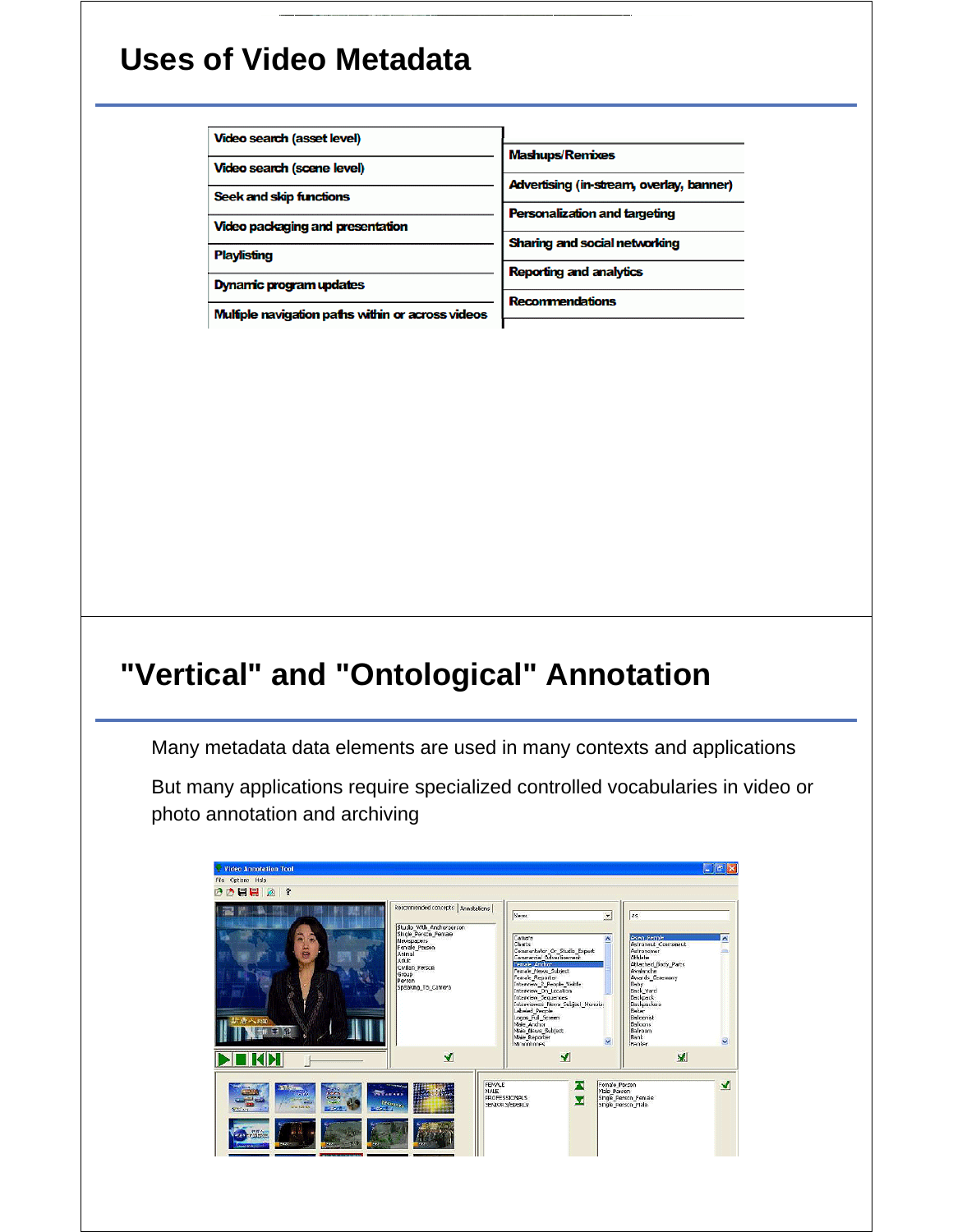## Uses of Video Metadata

| | |
|---|---|
| Video search (asset level) | Mashups/Remixes |
| Video search (scene level) | Advertising (in-stream, overlay, banner) |
| Seek and skip functions | Personalization and targeting |
| Video packaging and presentation | Sharing and social networking |
| Playlisting | Reporting and analytics |
| Dynamic program updates | Recommendations |
| Multiple navigation paths within or across videos | |

## "Vertical" and "Ontological" Annotation

Many metadata data elements are used in many contexts and applications

But many applications require specialized controlled vocabularies in video or photo annotation and archiving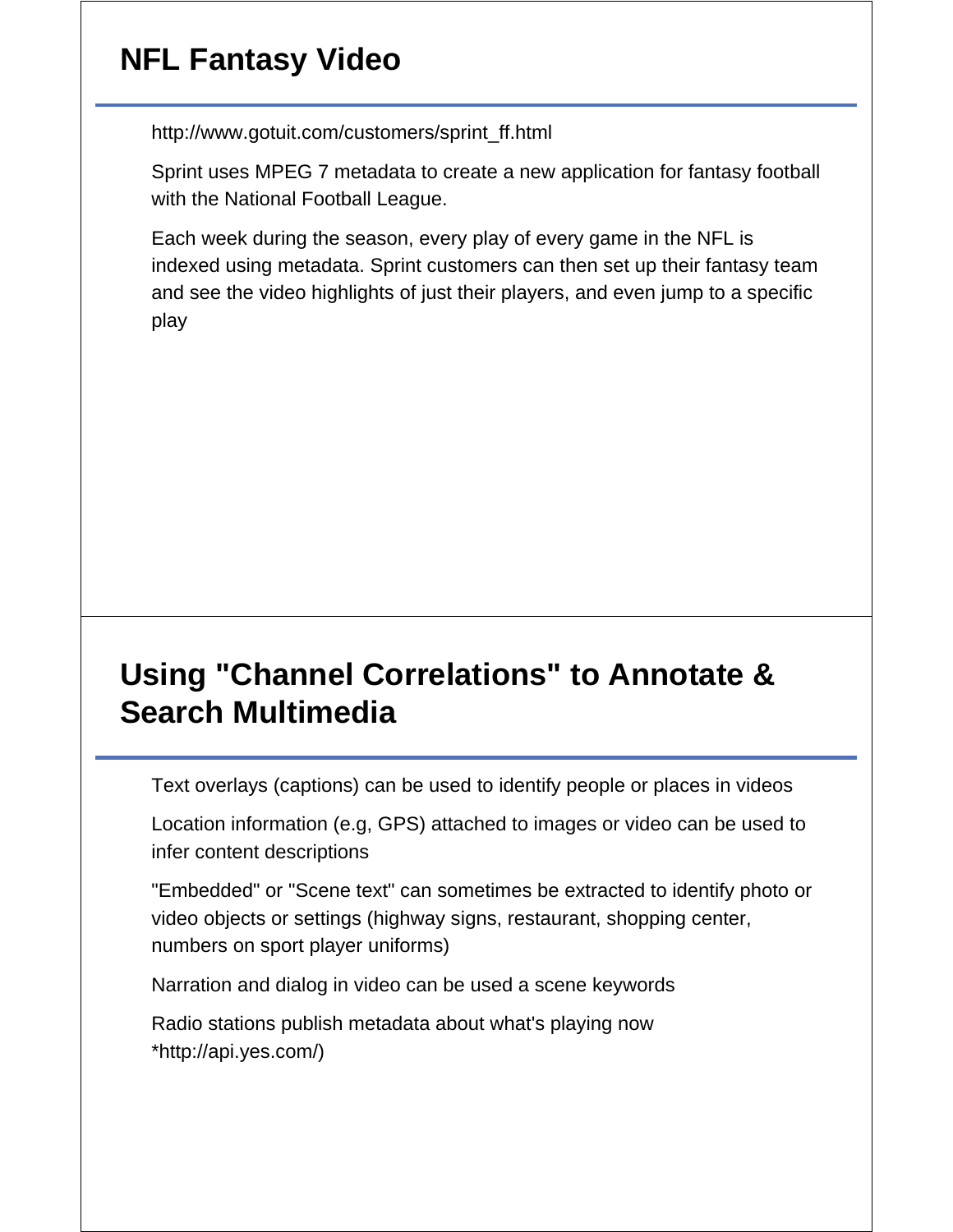## NFL Fantasy Video

http://www.gotuit.com/customers/sprint_ff.html

Sprint uses MPEG 7 metadata to create a new application for fantasy football with the National Football League.

Each week during the season, every play of every game in the NFL is indexed using metadata. Sprint customers can then set up their fantasy team and see the video highlights of just their players, and even jump to a specific play

## Using "Channel Correlations" to Annotate & Search Multimedia

Text overlays (captions) can be used to identify people or places in videos

Location information (e.g, GPS) attached to images or video can be used to infer content descriptions

"Embedded" or "Scene text" can sometimes be extracted to identify photo or video objects or settings (highway signs, restaurant, shopping center, numbers on sport player uniforms)

Narration and dialog in video can be used a scene keywords

Radio stations publish metadata about what's playing now *http://api.yes.com/)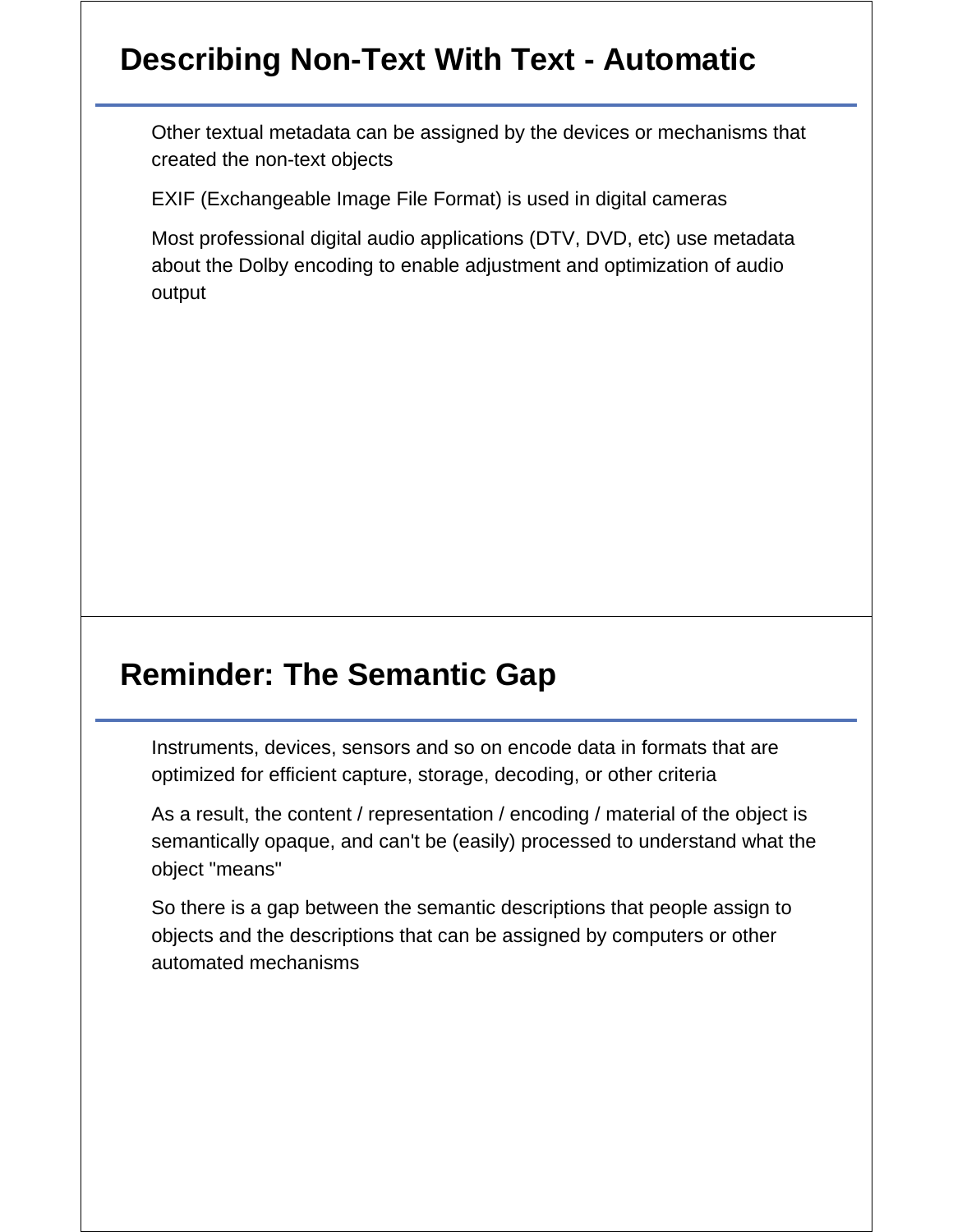## Describing Non-Text With Text - Automatic

Other textual metadata can be assigned by the devices or mechanisms that created the non-text objects

EXIF (Exchangeable Image File Format) is used in digital cameras

Most professional digital audio applications (DTV, DVD, etc) use metadata about the Dolby encoding to enable adjustment and optimization of audio output

## Reminder: The Semantic Gap

Instruments, devices, sensors and so on encode data in formats that are optimized for efficient capture, storage, decoding, or other criteria

As a result, the content / representation / encoding / material of the object is semantically opaque, and can't be (easily) processed to understand what the object "means"

So there is a gap between the semantic descriptions that people assign to objects and the descriptions that can be assigned by computers or other automated mechanisms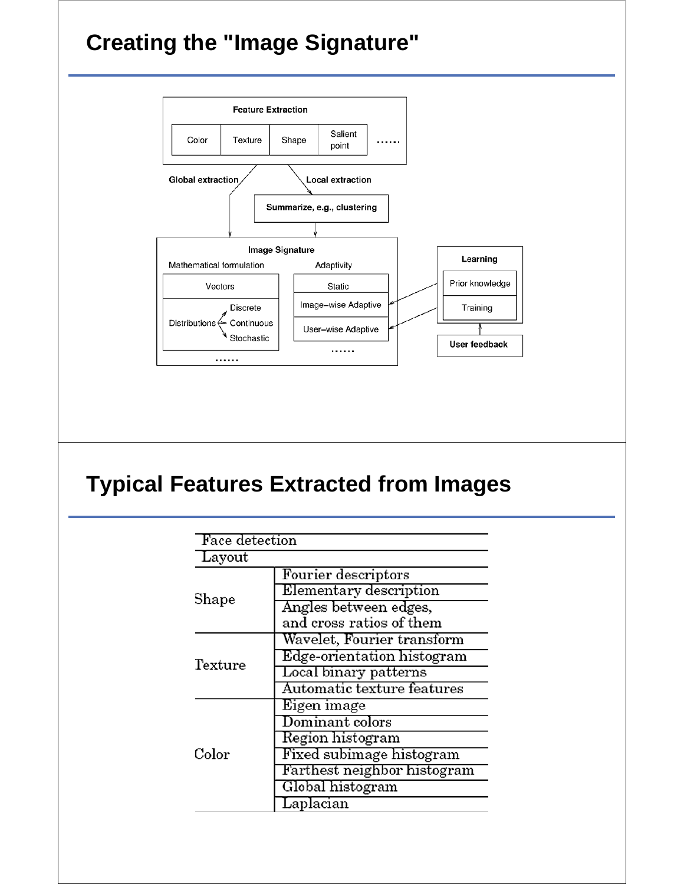## Creating the "Image Signature"

Feature Extraction

| Color | Texture | Shape | Salient point | …… |
|---|---|---|---|---|

Global extraction

Local extraction

Summarize, e.g., clustering

Image Signature

Mathematical formulation

- Vectors
- Distributions
  - Discrete
  - Continuous
  - Stochastic
- ……

Adaptivity

- Static
- Image–wise Adaptive
- User–wise Adaptive
- ……

Learning

- Prior knowledge
- Training

User feedback

## Typical Features Extracted from Images

| | |
|---|---|
| Face detection | |
| Layout | |
| Shape | Fourier descriptors |
| | Elementary description |
| | Angles between edges, and cross ratios of them |
| Texture | Wavelet, Fourier transform |
| | Edge-orientation histogram |
| | Local binary patterns |
| | Automatic texture features |
| Color | Eigen image |
| | Dominant colors |
| | Region histogram |
| | Fixed subimage histogram |
| | Farthest neighbor histogram |
| | Global histogram |
| | Laplacian |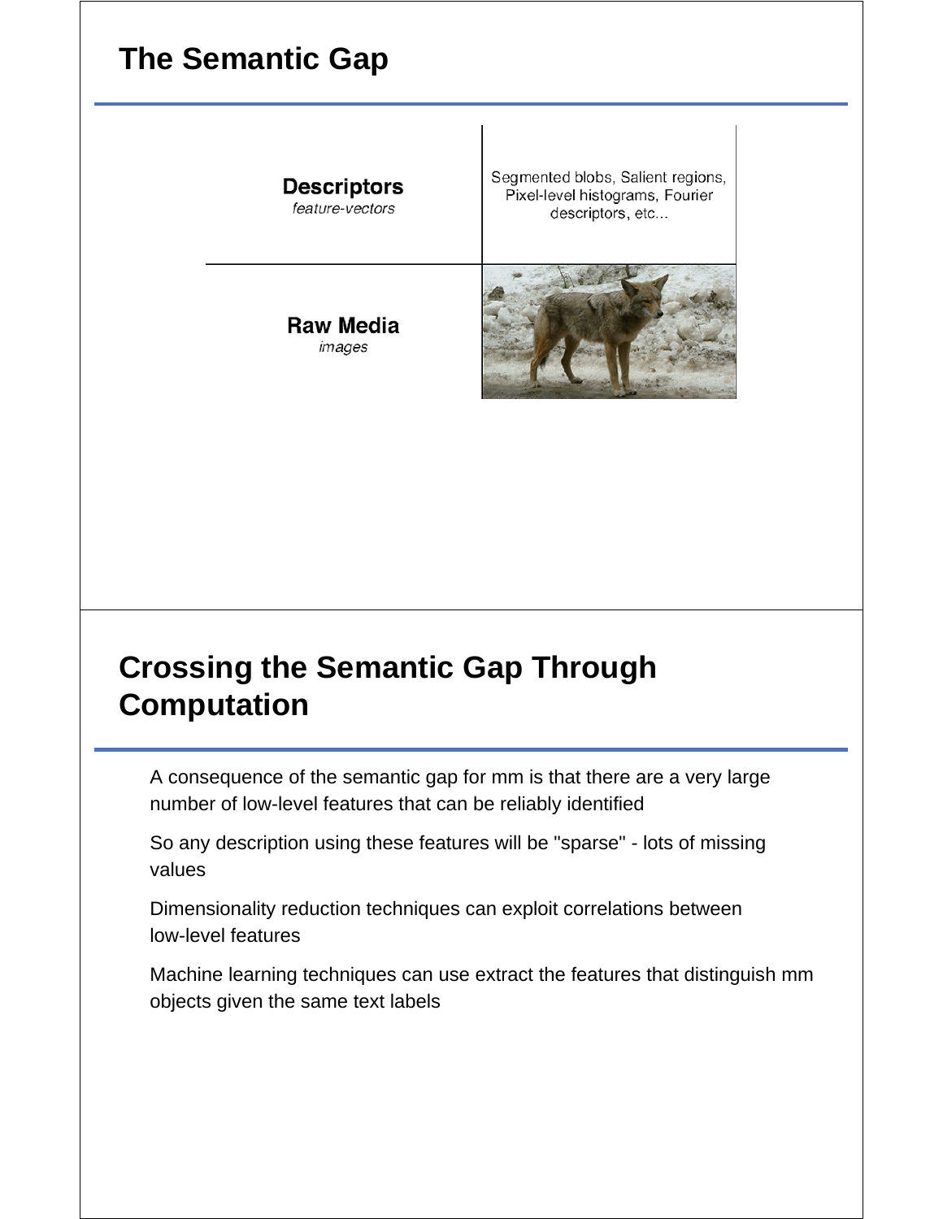## The Semantic Gap

| | |
|---|---|
| **Descriptors** *feature-vectors* | Segmented blobs, Salient regions, Pixel-level histograms, Fourier descriptors, etc... |
| **Raw Media** *images* | |

## Crossing the Semantic Gap Through Computation

A consequence of the semantic gap for mm is that there are a very large number of low-level features that can be reliably identified

So any description using these features will be "sparse" - lots of missing values

Dimensionality reduction techniques can exploit correlations between low-level features

Machine learning techniques can use extract the features that distinguish mm objects given the same text labels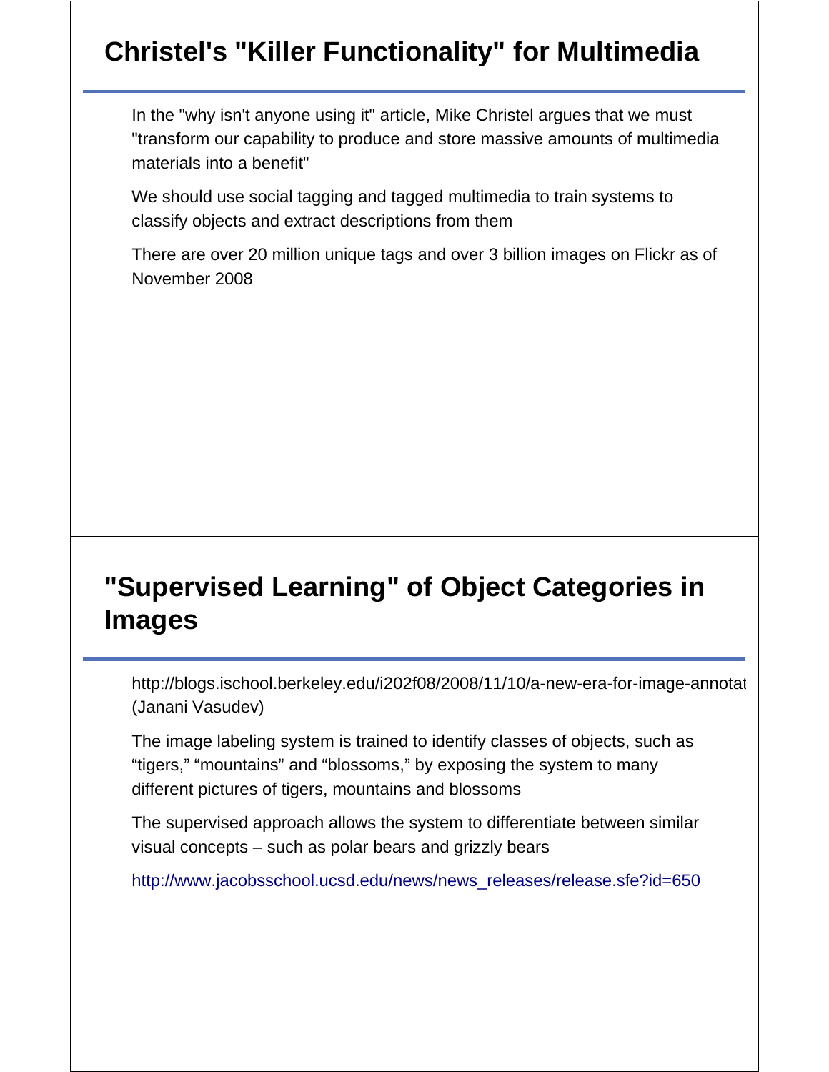## Christel's "Killer Functionality" for Multimedia

In the "why isn't anyone using it" article, Mike Christel argues that we must "transform our capability to produce and store massive amounts of multimedia materials into a benefit"

We should use social tagging and tagged multimedia to train systems to classify objects and extract descriptions from them

There are over 20 million unique tags and over 3 billion images on Flickr as of November 2008

## "Supervised Learning" of Object Categories in Images

http://blogs.ischool.berkeley.edu/i202f08/2008/11/10/a-new-era-for-image-annotat (Janani Vasudev)

The image labeling system is trained to identify classes of objects, such as “tigers,” “mountains” and “blossoms,” by exposing the system to many different pictures of tigers, mountains and blossoms

The supervised approach allows the system to differentiate between similar visual concepts – such as polar bears and grizzly bears

http://www.jacobsschool.ucsd.edu/news/news_releases/release.sfe?id=650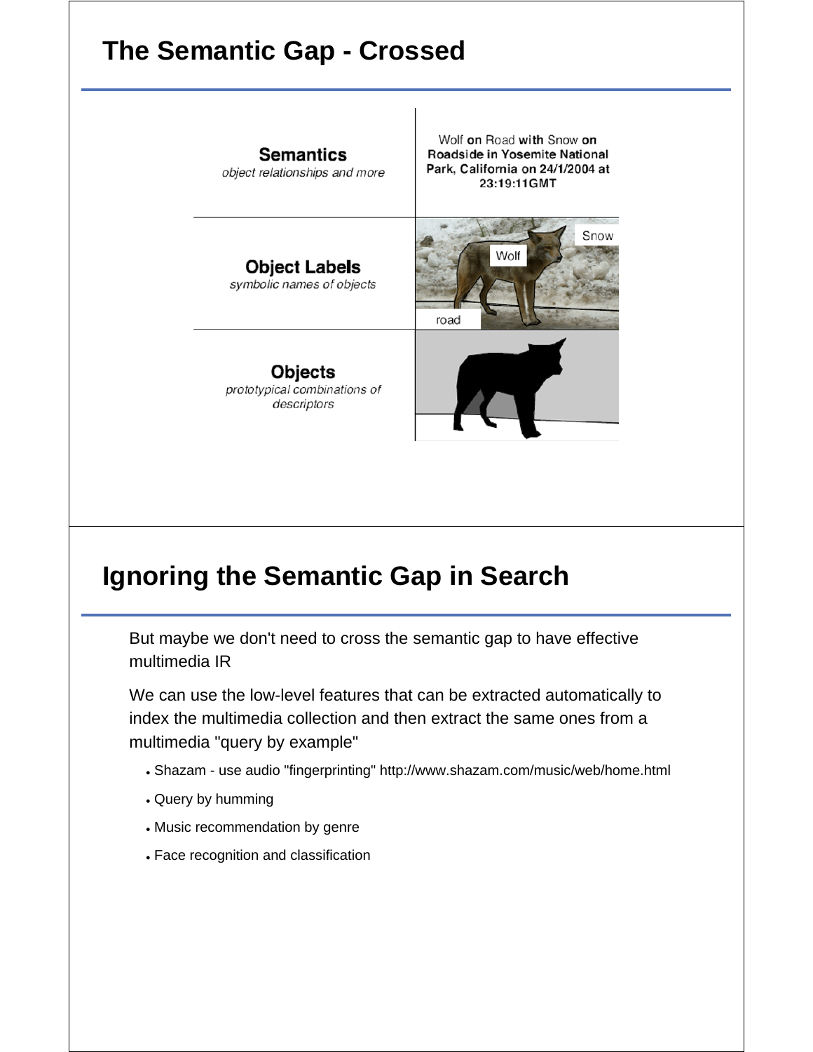## The Semantic Gap - Crossed

| | |
|---|---|
| **Semantics** *object relationships and more* | Wolf on Road with Snow on Roadside in Yosemite National Park, California on 24/1/2004 at 23:19:11GMT |
| **Object Labels** *symbolic names of objects* | Snow, Wolf, road |
| **Objects** *prototypical combinations of descriptors* | |

## Ignoring the Semantic Gap in Search

But maybe we don't need to cross the semantic gap to have effective multimedia IR

We can use the low-level features that can be extracted automatically to index the multimedia collection and then extract the same ones from a multimedia "query by example"

- Shazam - use audio "fingerprinting" http://www.shazam.com/music/web/home.html
- Query by humming
- Music recommendation by genre
- Face recognition and classification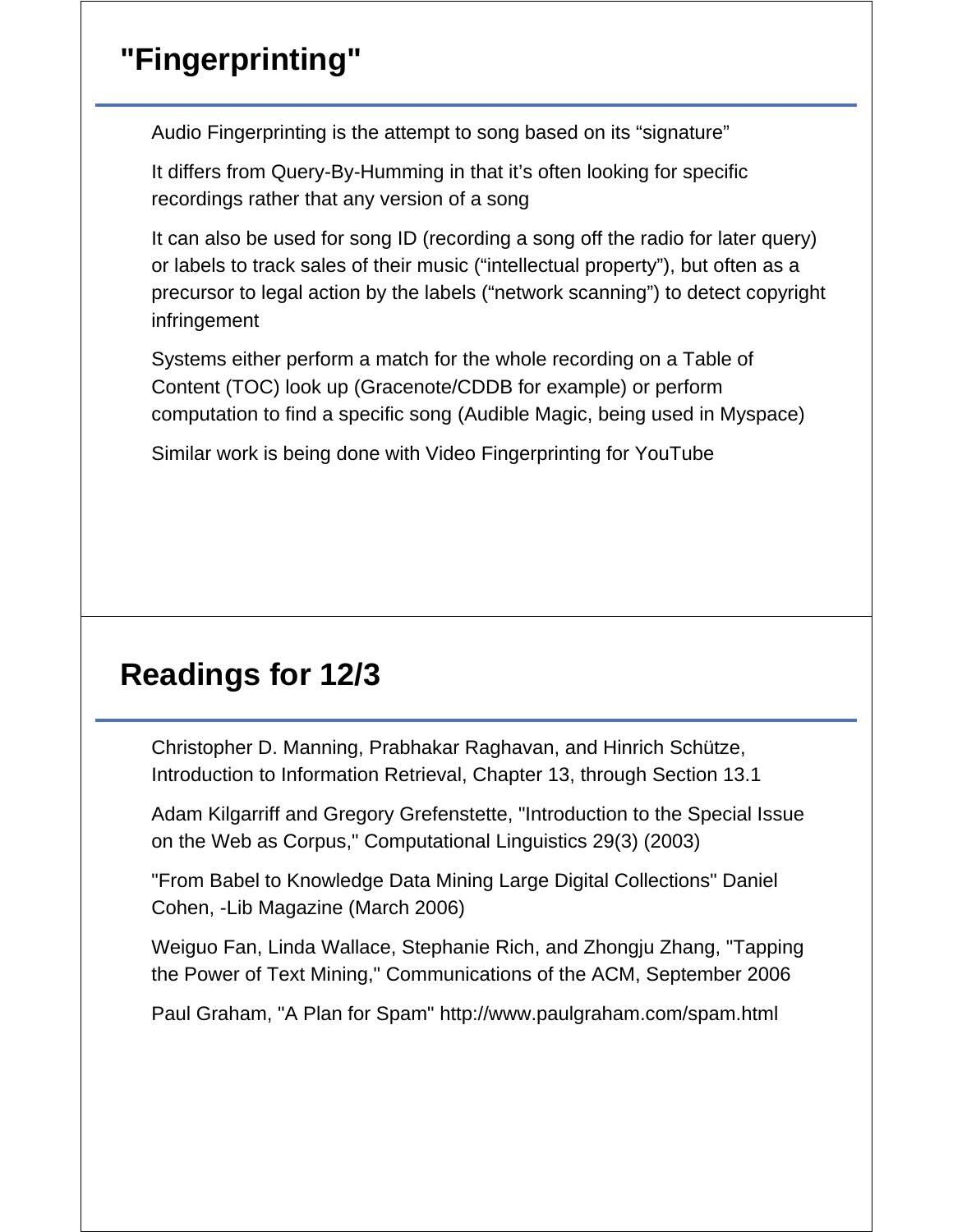## "Fingerprinting"

Audio Fingerprinting is the attempt to song based on its “signature”

It differs from Query-By-Humming in that it’s often looking for specific recordings rather that any version of a song

It can also be used for song ID (recording a song off the radio for later query) or labels to track sales of their music (“intellectual property”), but often as a precursor to legal action by the labels (“network scanning”) to detect copyright infringement

Systems either perform a match for the whole recording on a Table of Content (TOC) look up (Gracenote/CDDB for example) or perform computation to find a specific song (Audible Magic, being used in Myspace)

Similar work is being done with Video Fingerprinting for YouTube

## Readings for 12/3

Christopher D. Manning, Prabhakar Raghavan, and Hinrich Schütze, Introduction to Information Retrieval, Chapter 13, through Section 13.1

Adam Kilgarriff and Gregory Grefenstette, "Introduction to the Special Issue on the Web as Corpus," Computational Linguistics 29(3) (2003)

"From Babel to Knowledge Data Mining Large Digital Collections" Daniel Cohen, -Lib Magazine (March 2006)

Weiguo Fan, Linda Wallace, Stephanie Rich, and Zhongju Zhang, "Tapping the Power of Text Mining," Communications of the ACM, September 2006

Paul Graham, "A Plan for Spam" http://www.paulgraham.com/spam.html